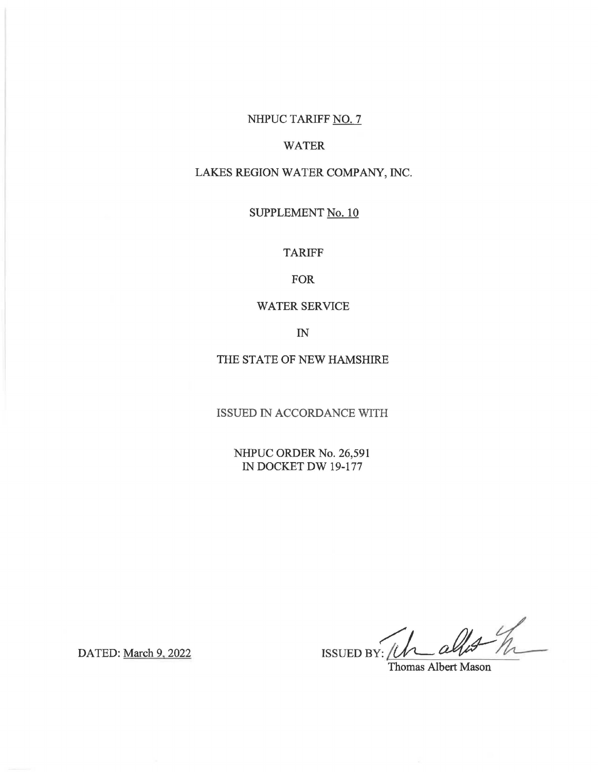NHPUC TARIFF NO. 7

WATER

LAKES REGION WATER COMPANY, INC.

SUPPLEMENT No. 10

TARIFF

FOR

WATER SERVICE

IN

THE STATE OF NEW HAMSHIRE

ISSUED IN ACCORDANCE WITH

NHPUC ORDER No. 26,591
IN DOCKET DW 19-177

DATED: March 9, 2022

ISSUED BY:
Thomas Albert Mason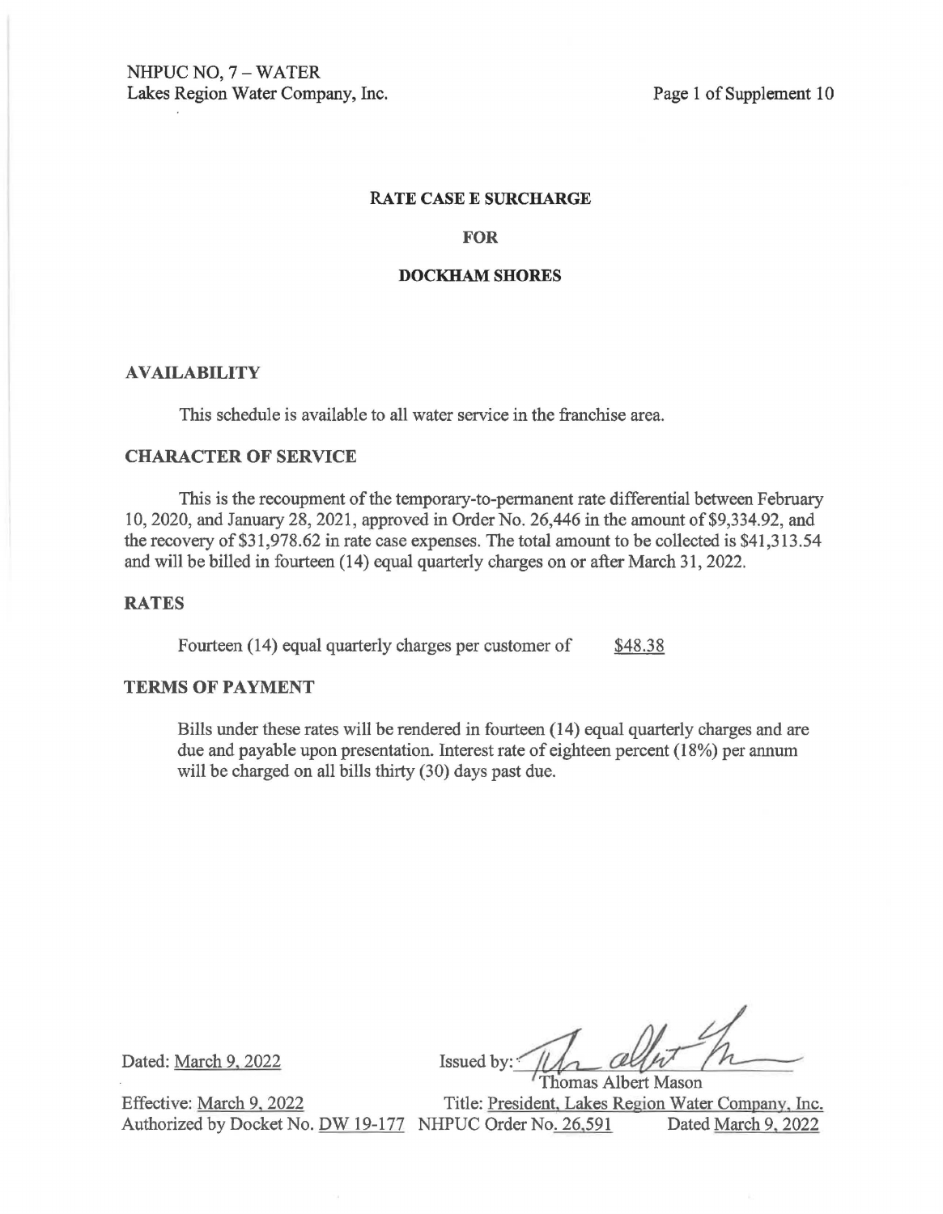NHPUC NO, 7 – WATER
Lakes Region Water Company, Inc.

Page 1 of Supplement 10

## RATE CASE E SURCHARGE

## FOR

## DOCKHAM SHORES

### AVAILABILITY

This schedule is available to all water service in the franchise area.

### CHARACTER OF SERVICE

This is the recoupment of the temporary-to-permanent rate differential between February 10, 2020, and January 28, 2021, approved in Order No. 26,446 in the amount of $9,334.92, and the recovery of $31,978.62 in rate case expenses. The total amount to be collected is $41,313.54 and will be billed in fourteen (14) equal quarterly charges on or after March 31, 2022.

### RATES

Fourteen (14) equal quarterly charges per customer of $48.38

### TERMS OF PAYMENT

Bills under these rates will be rendered in fourteen (14) equal quarterly charges and are due and payable upon presentation. Interest rate of eighteen percent (18%) per annum will be charged on all bills thirty (30) days past due.

Dated: March 9, 2022

Issued by: Thomas Albert Mason

Effective: March 9, 2022

Title: President, Lakes Region Water Company, Inc.

Authorized by Docket No. DW 19-177 NHPUC Order No. 26,591 Dated March 9, 2022